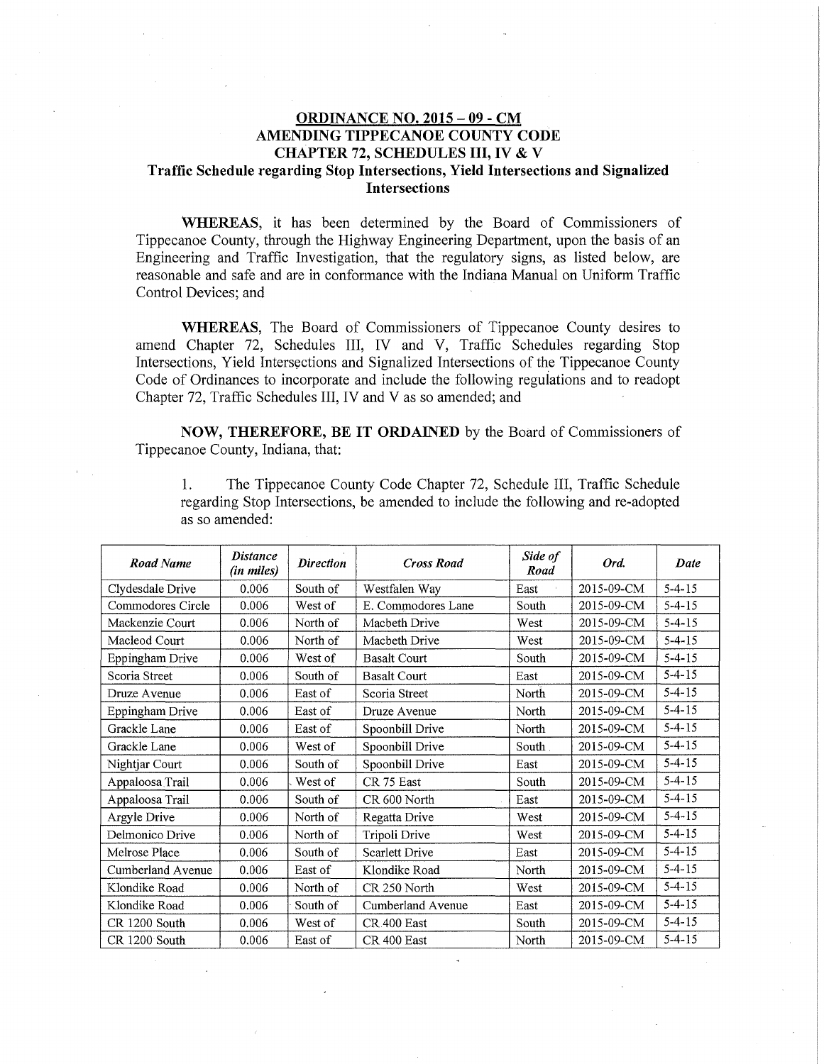# ORDINANCE NO. 2015 – 09 - CM
## AMENDING TIPPECANOE COUNTY CODE
## CHAPTER 72, SCHEDULES III, IV & V
### Traffic Schedule regarding Stop Intersections, Yield Intersections and Signalized Intersections

**WHEREAS**, it has been determined by the Board of Commissioners of Tippecanoe County, through the Highway Engineering Department, upon the basis of an Engineering and Traffic Investigation, that the regulatory signs, as listed below, are reasonable and safe and are in conformance with the Indiana Manual on Uniform Traffic Control Devices; and

**WHEREAS**, The Board of Commissioners of Tippecanoe County desires to amend Chapter 72, Schedules III, IV and V, Traffic Schedules regarding Stop Intersections, Yield Intersections and Signalized Intersections of the Tippecanoe County Code of Ordinances to incorporate and include the following regulations and to readopt Chapter 72, Traffic Schedules III, IV and V as so amended; and

**NOW, THEREFORE, BE IT ORDAINED** by the Board of Commissioners of Tippecanoe County, Indiana, that:

1. The Tippecanoe County Code Chapter 72, Schedule III, Traffic Schedule regarding Stop Intersections, be amended to include the following and re-adopted as so amended:

| *Road Name* | *Distance (in miles)* | *Direction* | *Cross Road* | *Side of Road* | *Ord.* | *Date* |
|---|---|---|---|---|---|---|
| Clydesdale Drive | 0.006 | South of | Westfalen Way | East | 2015-09-CM | 5-4-15 |
| Commodores Circle | 0.006 | West of | E. Commodores Lane | South | 2015-09-CM | 5-4-15 |
| Mackenzie Court | 0.006 | North of | Macbeth Drive | West | 2015-09-CM | 5-4-15 |
| Macleod Court | 0.006 | North of | Macbeth Drive | West | 2015-09-CM | 5-4-15 |
| Eppingham Drive | 0.006 | West of | Basalt Court | South | 2015-09-CM | 5-4-15 |
| Scoria Street | 0.006 | South of | Basalt Court | East | 2015-09-CM | 5-4-15 |
| Druze Avenue | 0.006 | East of | Scoria Street | North | 2015-09-CM | 5-4-15 |
| Eppingham Drive | 0.006 | East of | Druze Avenue | North | 2015-09-CM | 5-4-15 |
| Grackle Lane | 0.006 | East of | Spoonbill Drive | North | 2015-09-CM | 5-4-15 |
| Grackle Lane | 0.006 | West of | Spoonbill Drive | South | 2015-09-CM | 5-4-15 |
| Nightjar Court | 0.006 | South of | Spoonbill Drive | East | 2015-09-CM | 5-4-15 |
| Appaloosa Trail | 0.006 | West of | CR 75 East | South | 2015-09-CM | 5-4-15 |
| Appaloosa Trail | 0.006 | South of | CR 600 North | East | 2015-09-CM | 5-4-15 |
| Argyle Drive | 0.006 | North of | Regatta Drive | West | 2015-09-CM | 5-4-15 |
| Delmonico Drive | 0.006 | North of | Tripoli Drive | West | 2015-09-CM | 5-4-15 |
| Melrose Place | 0.006 | South of | Scarlett Drive | East | 2015-09-CM | 5-4-15 |
| Cumberland Avenue | 0.006 | East of | Klondike Road | North | 2015-09-CM | 5-4-15 |
| Klondike Road | 0.006 | North of | CR 250 North | West | 2015-09-CM | 5-4-15 |
| Klondike Road | 0.006 | South of | Cumberland Avenue | East | 2015-09-CM | 5-4-15 |
| CR 1200 South | 0.006 | West of | CR 400 East | South | 2015-09-CM | 5-4-15 |
| CR 1200 South | 0.006 | East of | CR 400 East | North | 2015-09-CM | 5-4-15 |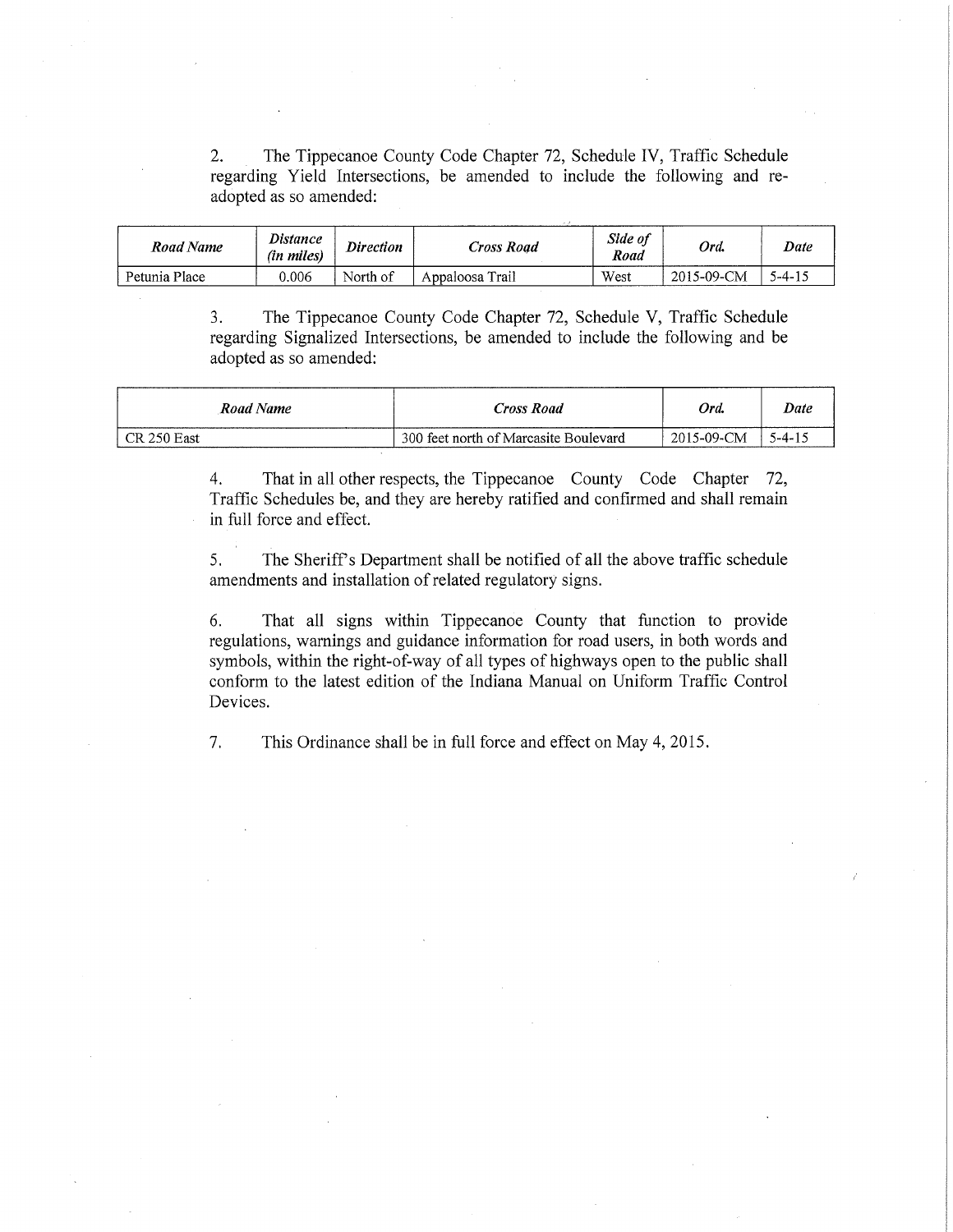2. The Tippecanoe County Code Chapter 72, Schedule IV, Traffic Schedule regarding Yield Intersections, be amended to include the following and re-adopted as so amended:

| *Road Name* | *Distance (in miles)* | *Direction* | *Cross Road* | *Side of Road* | *Ord.* | *Date* |
|---|---|---|---|---|---|---|
| Petunia Place | 0.006 | North of | Appaloosa Trail | West | 2015-09-CM | 5-4-15 |

3. The Tippecanoe County Code Chapter 72, Schedule V, Traffic Schedule regarding Signalized Intersections, be amended to include the following and be adopted as so amended:

| *Road Name* | *Cross Road* | *Ord.* | *Date* |
|---|---|---|---|
| CR 250 East | 300 feet north of Marcasite Boulevard | 2015-09-CM | 5-4-15 |

4. That in all other respects, the Tippecanoe County Code Chapter 72, Traffic Schedules be, and they are hereby ratified and confirmed and shall remain in full force and effect.

5. The Sheriff's Department shall be notified of all the above traffic schedule amendments and installation of related regulatory signs.

6. That all signs within Tippecanoe County that function to provide regulations, warnings and guidance information for road users, in both words and symbols, within the right-of-way of all types of highways open to the public shall conform to the latest edition of the Indiana Manual on Uniform Traffic Control Devices.

7. This Ordinance shall be in full force and effect on May 4, 2015.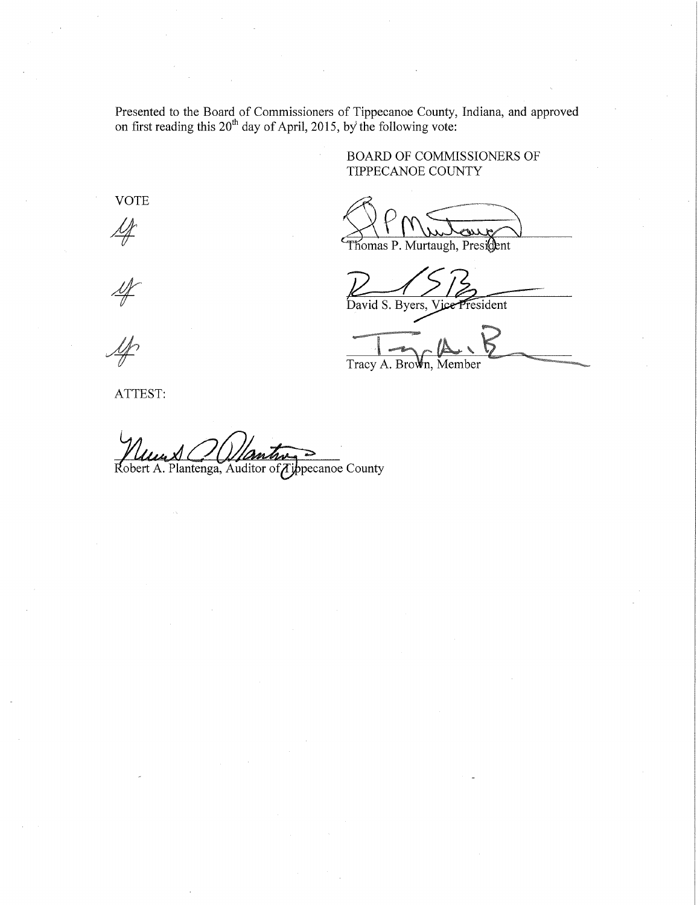Presented to the Board of Commissioners of Tippecanoe County, Indiana, and approved on first reading this 20th day of April, 2015, by the following vote:

BOARD OF COMMISSIONERS OF TIPPECANOE COUNTY

| VOTE | |
|---|---|
| *Aye* | Thomas P. Murtaugh, President |
| *Aye* | David S. Byers, Vice President |
| *Aye* | Tracy A. Brown, Member |

ATTEST:

Robert A. Plantenga, Auditor of Tippecanoe County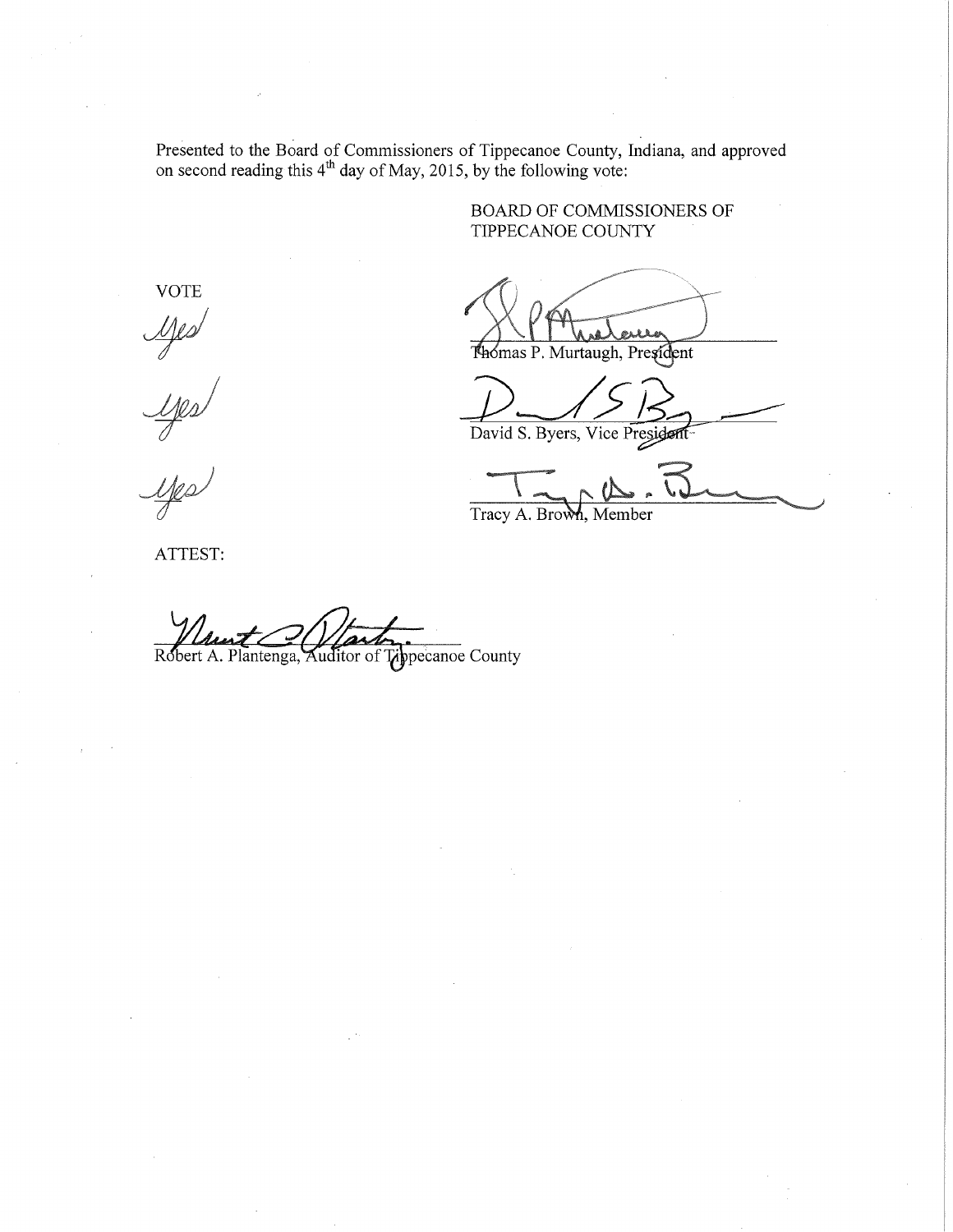Presented to the Board of Commissioners of Tippecanoe County, Indiana, and approved on second reading this 4th day of May, 2015, by the following vote:

BOARD OF COMMISSIONERS OF TIPPECANOE COUNTY

| VOTE | |
|---|---|
| Yes | Thomas P. Murtaugh, President |
| Yes | David S. Byers, Vice President |
| Yes | Tracy A. Brown, Member |

ATTEST:

Robert A. Plantenga, Auditor of Tippecanoe County